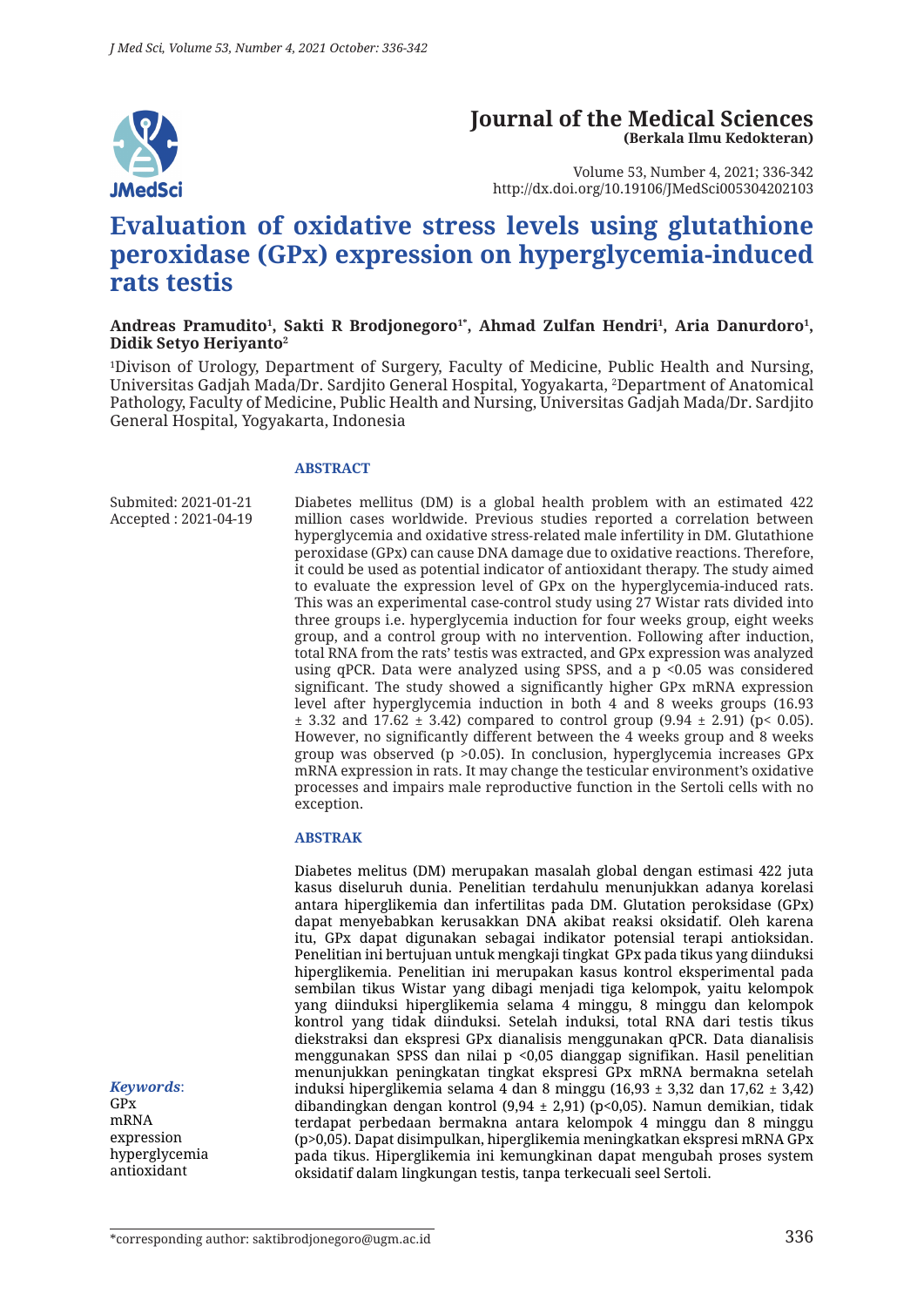Journal of the Medical Sciences
(Berkala Ilmu Kedokteran)

Volume 53, Number 4, 2021; 336-342
http://dx.doi.org/10.19106/JMedSci005304202103

# Evaluation of oxidative stress levels using glutathione peroxidase (GPx) expression on hyperglycemia-induced rats testis

**Andreas Pramudito[1], Sakti R Brodjonegoro[1*], Ahmad Zulfan Hendri[1], Aria Danurdoro[1], Didik Setyo Heriyanto[2]**

[1]Divison of Urology, Department of Surgery, Faculty of Medicine, Public Health and Nursing, Universitas Gadjah Mada/Dr. Sardjito General Hospital, Yogyakarta, [2]Department of Anatomical Pathology, Faculty of Medicine, Public Health and Nursing, Universitas Gadjah Mada/Dr. Sardjito General Hospital, Yogyakarta, Indonesia

Submited: 2021-01-21
Accepted : 2021-04-19

## ABSTRACT

Diabetes mellitus (DM) is a global health problem with an estimated 422 million cases worldwide. Previous studies reported a correlation between hyperglycemia and oxidative stress-related male infertility in DM. Glutathione peroxidase (GPx) can cause DNA damage due to oxidative reactions. Therefore, it could be used as potential indicator of antioxidant therapy. The study aimed to evaluate the expression level of GPx on the hyperglycemia-induced rats. This was an experimental case-control study using 27 Wistar rats divided into three groups i.e. hyperglycemia induction for four weeks group, eight weeks group, and a control group with no intervention. Following after induction, total RNA from the rats' testis was extracted, and GPx expression was analyzed using qPCR. Data were analyzed using SPSS, and a $p < 0.05$ was considered significant. The study showed a significantly higher GPx mRNA expression level after hyperglycemia induction in both 4 and 8 weeks groups (16.93 ± 3.32 and 17.62 ± 3.42) compared to control group (9.94 ± 2.91) ($p < 0.05$). However, no significantly different between the 4 weeks group and 8 weeks group was observed ($p > 0.05$). In conclusion, hyperglycemia increases GPx mRNA expression in rats. It may change the testicular environment's oxidative processes and impairs male reproductive function in the Sertoli cells with no exception.

## ABSTRAK

Diabetes melitus (DM) merupakan masalah global dengan estimasi 422 juta kasus diseluruh dunia. Penelitian terdahulu menunjukkan adanya korelasi antara hiperglikemia dan infertilitas pada DM. Glutation peroksidase (GPx) dapat menyebabkan kerusakkan DNA akibat reaksi oksidatif. Oleh karena itu, GPx dapat digunakan sebagai indikator potensial terapi antioksidan. Penelitian ini bertujuan untuk mengkaji tingkat GPx pada tikus yang diinduksi hiperglikemia. Penelitian ini merupakan kasus kontrol eksperimental pada sembilan tikus Wistar yang dibagi menjadi tiga kelompok, yaitu kelompok yang diinduksi hiperglikemia selama 4 minggu, 8 minggu dan kelompok kontrol yang tidak diinduksi. Setelah induksi, total RNA dari testis tikus diekstraksi dan ekspresi GPx dianalisis menggunakan qPCR. Data dianalisis menggunakan SPSS dan nilai p <0,05 dianggap signifikan. Hasil penelitian menunjukkan peningkatan tingkat ekspresi GPx mRNA bermakna setelah induksi hiperglikemia selama 4 dan 8 minggu (16,93 ± 3,32 dan 17,62 ± 3,42) dibandingkan dengan kontrol (9,94 ± 2,91) (p<0,05). Namun demikian, tidak terdapat perbedaan bermakna antara kelompok 4 minggu dan 8 minggu (p>0,05). Dapat disimpulkan, hiperglikemia meningkatkan ekspresi mRNA GPx pada tikus. Hiperglikemia ini kemungkinan dapat mengubah proses system oksidatif dalam lingkungan testis, tanpa terkecuali seel Sertoli.

*Keywords*:
GPx
mRNA
expression
hyperglycemia
antioxidant

*corresponding author: saktibrodjonegoro@ugm.ac.id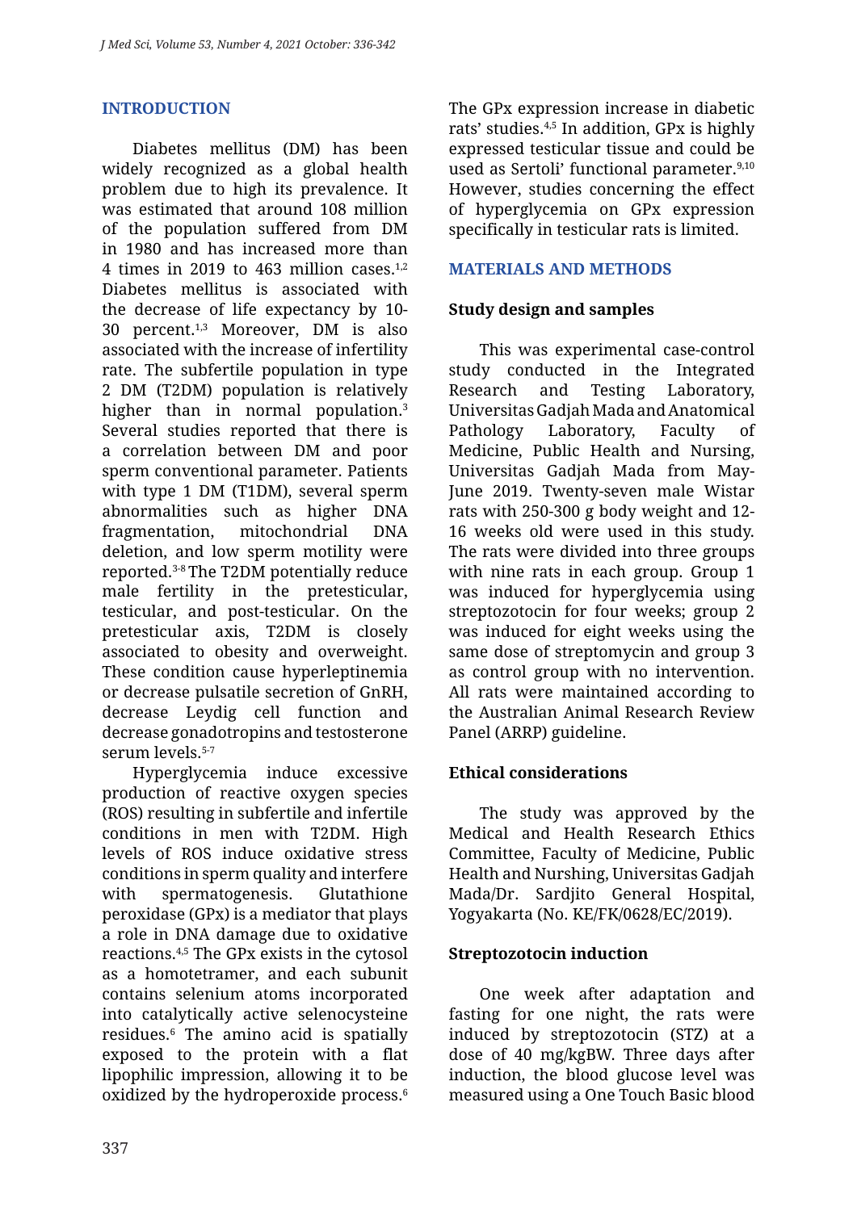## INTRODUCTION

Diabetes mellitus (DM) has been widely recognized as a global health problem due to high its prevalence. It was estimated that around 108 million of the population suffered from DM in 1980 and has increased more than 4 times in 2019 to 463 million cases.[1,2] Diabetes mellitus is associated with the decrease of life expectancy by 10-30 percent.[1,3] Moreover, DM is also associated with the increase of infertility rate. The subfertile population in type 2 DM (T2DM) population is relatively higher than in normal population.[3] Several studies reported that there is a correlation between DM and poor sperm conventional parameter. Patients with type 1 DM (T1DM), several sperm abnormalities such as higher DNA fragmentation, mitochondrial DNA deletion, and low sperm motility were reported.[3-8] The T2DM potentially reduce male fertility in the pretesticular, testicular, and post-testicular. On the pretesticular axis, T2DM is closely associated to obesity and overweight. These condition cause hyperleptinemia or decrease pulsatile secretion of GnRH, decrease Leydig cell function and decrease gonadotropins and testosterone serum levels.[5-7]

Hyperglycemia induce excessive production of reactive oxygen species (ROS) resulting in subfertile and infertile conditions in men with T2DM. High levels of ROS induce oxidative stress conditions in sperm quality and interfere with spermatogenesis. Glutathione peroxidase (GPx) is a mediator that plays a role in DNA damage due to oxidative reactions.[4,5] The GPx exists in the cytosol as a homotetramer, and each subunit contains selenium atoms incorporated into catalytically active selenocysteine residues.[6] The amino acid is spatially exposed to the protein with a flat lipophilic impression, allowing it to be oxidized by the hydroperoxide process.[6] The GPx expression increase in diabetic rats' studies.[4,5] In addition, GPx is highly expressed testicular tissue and could be used as Sertoli' functional parameter.[9,10] However, studies concerning the effect of hyperglycemia on GPx expression specifically in testicular rats is limited.

## MATERIALS AND METHODS

### Study design and samples

This was experimental case-control study conducted in the Integrated Research and Testing Laboratory, Universitas Gadjah Mada and Anatomical Pathology Laboratory, Faculty of Medicine, Public Health and Nursing, Universitas Gadjah Mada from May-June 2019. Twenty-seven male Wistar rats with 250-300 g body weight and 12-16 weeks old were used in this study. The rats were divided into three groups with nine rats in each group. Group 1 was induced for hyperglycemia using streptozotocin for four weeks; group 2 was induced for eight weeks using the same dose of streptomycin and group 3 as control group with no intervention. All rats were maintained according to the Australian Animal Research Review Panel (ARRP) guideline.

### Ethical considerations

The study was approved by the Medical and Health Research Ethics Committee, Faculty of Medicine, Public Health and Nurshing, Universitas Gadjah Mada/Dr. Sardjito General Hospital, Yogyakarta (No. KE/FK/0628/EC/2019).

### Streptozotocin induction

One week after adaptation and fasting for one night, the rats were induced by streptozotocin (STZ) at a dose of 40 mg/kgBW. Three days after induction, the blood glucose level was measured using a One Touch Basic blood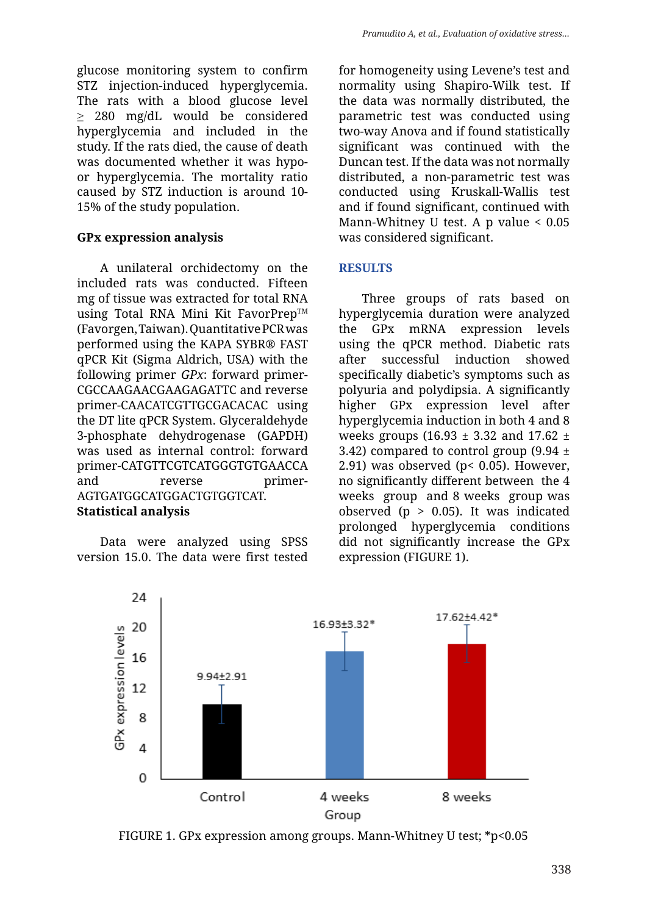glucose monitoring system to confirm STZ injection-induced hyperglycemia. The rats with a blood glucose level ≥ 280 mg/dL would be considered hyperglycemia and included in the study. If the rats died, the cause of death was documented whether it was hypo- or hyperglycemia. The mortality ratio caused by STZ induction is around 10-15% of the study population.

**GPx expression analysis**

A unilateral orchidectomy on the included rats was conducted. Fifteen mg of tissue was extracted for total RNA using Total RNA Mini Kit FavorPrep™ (Favorgen, Taiwan). Quantitative PCR was performed using the KAPA SYBR® FAST qPCR Kit (Sigma Aldrich, USA) with the following primer *GPx*: forward primer-CGCCAAGAACGAAGAGATTC and reverse primer-CAACATCGTTGCGACACAC using the DT lite qPCR System. Glyceraldehyde 3-phosphate dehydrogenase (GAPDH) was used as internal control: forward primer-CATGTTCGTCATGGGTGTGAACCA and reverse primer-AGTGATGGCATGGACTGTGGTCAT.

**Statistical analysis**

Data were analyzed using SPSS version 15.0. The data were first tested for homogeneity using Levene's test and normality using Shapiro-Wilk test. If the data was normally distributed, the parametric test was conducted using two-way Anova and if found statistically significant was continued with the Duncan test. If the data was not normally distributed, a non-parametric test was conducted using Kruskall-Wallis test and if found significant, continued with Mann-Whitney U test. A p value < 0.05 was considered significant.

## RESULTS

Three groups of rats based on hyperglycemia duration were analyzed the GPx mRNA expression levels using the qPCR method. Diabetic rats after successful induction showed specifically diabetic's symptoms such as polyuria and polydipsia. A significantly higher GPx expression level after hyperglycemia induction in both 4 and 8 weeks groups (16.93 ± 3.32 and 17.62 ± 3.42) compared to control group (9.94 ± 2.91) was observed ($p < 0.05$). However, no significantly different between the 4 weeks group and 8 weeks group was observed ($p > 0.05$). It was indicated prolonged hyperglycemia conditions did not significantly increase the GPx expression (FIGURE 1).

| Group | GPx expression levels |
|---|---|
| Control | 9.94±2.91 |
| 4 weeks | 16.93±3.32* |
| 8 weeks | 17.62±4.42* |

FIGURE 1. GPx expression among groups. Mann-Whitney U test; *p<0.05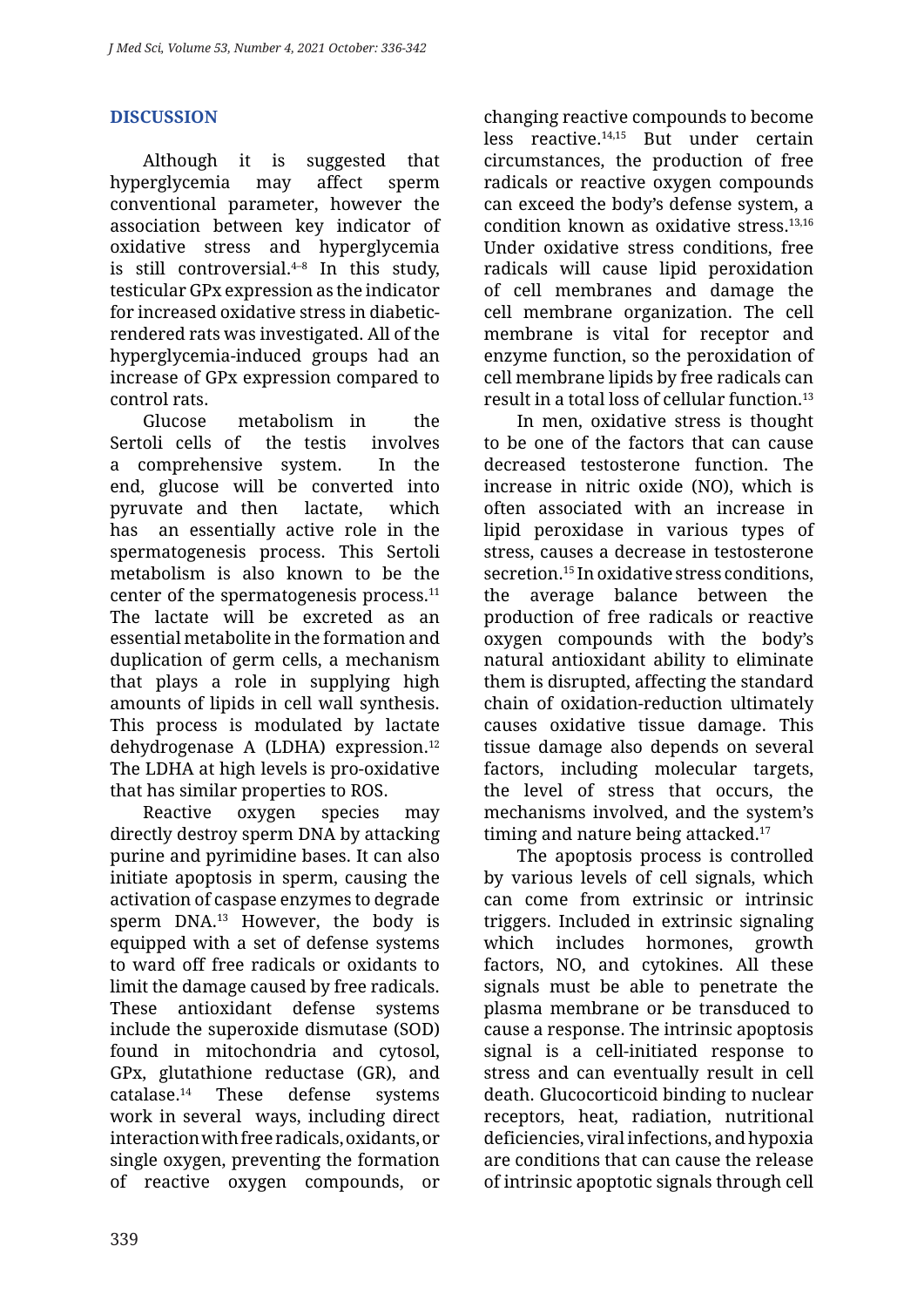## DISCUSSION

Although it is suggested that hyperglycemia may affect sperm conventional parameter, however the association between key indicator of oxidative stress and hyperglycemia is still controversial.[4–8] In this study, testicular GPx expression as the indicator for increased oxidative stress in diabetic-rendered rats was investigated. All of the hyperglycemia-induced groups had an increase of GPx expression compared to control rats.

Glucose metabolism in the Sertoli cells of the testis involves a comprehensive system. In the end, glucose will be converted into pyruvate and then lactate, which has an essentially active role in the spermatogenesis process. This Sertoli metabolism is also known to be the center of the spermatogenesis process.[11] The lactate will be excreted as an essential metabolite in the formation and duplication of germ cells, a mechanism that plays a role in supplying high amounts of lipids in cell wall synthesis. This process is modulated by lactate dehydrogenase A (LDHA) expression.[12] The LDHA at high levels is pro-oxidative that has similar properties to ROS.

Reactive oxygen species may directly destroy sperm DNA by attacking purine and pyrimidine bases. It can also initiate apoptosis in sperm, causing the activation of caspase enzymes to degrade sperm DNA.[13] However, the body is equipped with a set of defense systems to ward off free radicals or oxidants to limit the damage caused by free radicals. These antioxidant defense systems include the superoxide dismutase (SOD) found in mitochondria and cytosol, GPx, glutathione reductase (GR), and catalase.[14] These defense systems work in several ways, including direct interaction with free radicals, oxidants, or single oxygen, preventing the formation of reactive oxygen compounds, or changing reactive compounds to become less reactive.[14,15] But under certain circumstances, the production of free radicals or reactive oxygen compounds can exceed the body's defense system, a condition known as oxidative stress.[13,16] Under oxidative stress conditions, free radicals will cause lipid peroxidation of cell membranes and damage the cell membrane organization. The cell membrane is vital for receptor and enzyme function, so the peroxidation of cell membrane lipids by free radicals can result in a total loss of cellular function.[13]

In men, oxidative stress is thought to be one of the factors that can cause decreased testosterone function. The increase in nitric oxide (NO), which is often associated with an increase in lipid peroxidase in various types of stress, causes a decrease in testosterone secretion.[15] In oxidative stress conditions, the average balance between the production of free radicals or reactive oxygen compounds with the body's natural antioxidant ability to eliminate them is disrupted, affecting the standard chain of oxidation-reduction ultimately causes oxidative tissue damage. This tissue damage also depends on several factors, including molecular targets, the level of stress that occurs, the mechanisms involved, and the system's timing and nature being attacked.[17]

The apoptosis process is controlled by various levels of cell signals, which can come from extrinsic or intrinsic triggers. Included in extrinsic signaling which includes hormones, growth factors, NO, and cytokines. All these signals must be able to penetrate the plasma membrane or be transduced to cause a response. The intrinsic apoptosis signal is a cell-initiated response to stress and can eventually result in cell death. Glucocorticoid binding to nuclear receptors, heat, radiation, nutritional deficiencies, viral infections, and hypoxia are conditions that can cause the release of intrinsic apoptotic signals through cell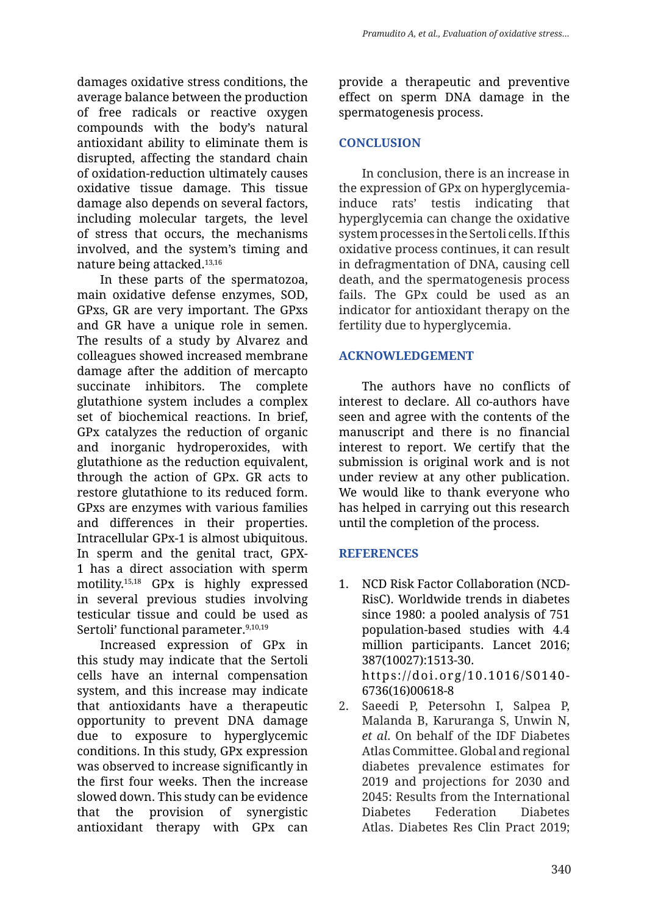damages oxidative stress conditions, the average balance between the production of free radicals or reactive oxygen compounds with the body's natural antioxidant ability to eliminate them is disrupted, affecting the standard chain of oxidation-reduction ultimately causes oxidative tissue damage. This tissue damage also depends on several factors, including molecular targets, the level of stress that occurs, the mechanisms involved, and the system's timing and nature being attacked.[13,16]

In these parts of the spermatozoa, main oxidative defense enzymes, SOD, GPxs, GR are very important. The GPxs and GR have a unique role in semen. The results of a study by Alvarez and colleagues showed increased membrane damage after the addition of mercapto succinate inhibitors. The complete glutathione system includes a complex set of biochemical reactions. In brief, GPx catalyzes the reduction of organic and inorganic hydroperoxides, with glutathione as the reduction equivalent, through the action of GPx. GR acts to restore glutathione to its reduced form. GPxs are enzymes with various families and differences in their properties. Intracellular GPx-1 is almost ubiquitous. In sperm and the genital tract, GPX-1 has a direct association with sperm motility.[15,18] GPx is highly expressed in several previous studies involving testicular tissue and could be used as Sertoli' functional parameter.[9,10,19]

Increased expression of GPx in this study may indicate that the Sertoli cells have an internal compensation system, and this increase may indicate that antioxidants have a therapeutic opportunity to prevent DNA damage due to exposure to hyperglycemic conditions. In this study, GPx expression was observed to increase significantly in the first four weeks. Then the increase slowed down. This study can be evidence that the provision of synergistic antioxidant therapy with GPx can provide a therapeutic and preventive effect on sperm DNA damage in the spermatogenesis process.

## CONCLUSION

In conclusion, there is an increase in the expression of GPx on hyperglycemia-induce rats' testis indicating that hyperglycemia can change the oxidative system processes in the Sertoli cells. If this oxidative process continues, it can result in defragmentation of DNA, causing cell death, and the spermatogenesis process fails. The GPx could be used as an indicator for antioxidant therapy on the fertility due to hyperglycemia.

## ACKNOWLEDGEMENT

The authors have no conflicts of interest to declare. All co-authors have seen and agree with the contents of the manuscript and there is no financial interest to report. We certify that the submission is original work and is not under review at any other publication. We would like to thank everyone who has helped in carrying out this research until the completion of the process.

## REFERENCES

1. NCD Risk Factor Collaboration (NCD-RisC). Worldwide trends in diabetes since 1980: a pooled analysis of 751 population-based studies with 4.4 million participants. Lancet 2016; 387(10027):1513-30. https://doi.org/10.1016/S0140-6736(16)00618-8
2. Saeedi P, Petersohn I, Salpea P, Malanda B, Karuranga S, Unwin N, *et al.* On behalf of the IDF Diabetes Atlas Committee. Global and regional diabetes prevalence estimates for 2019 and projections for 2030 and 2045: Results from the International Diabetes Federation Diabetes Atlas. Diabetes Res Clin Pract 2019;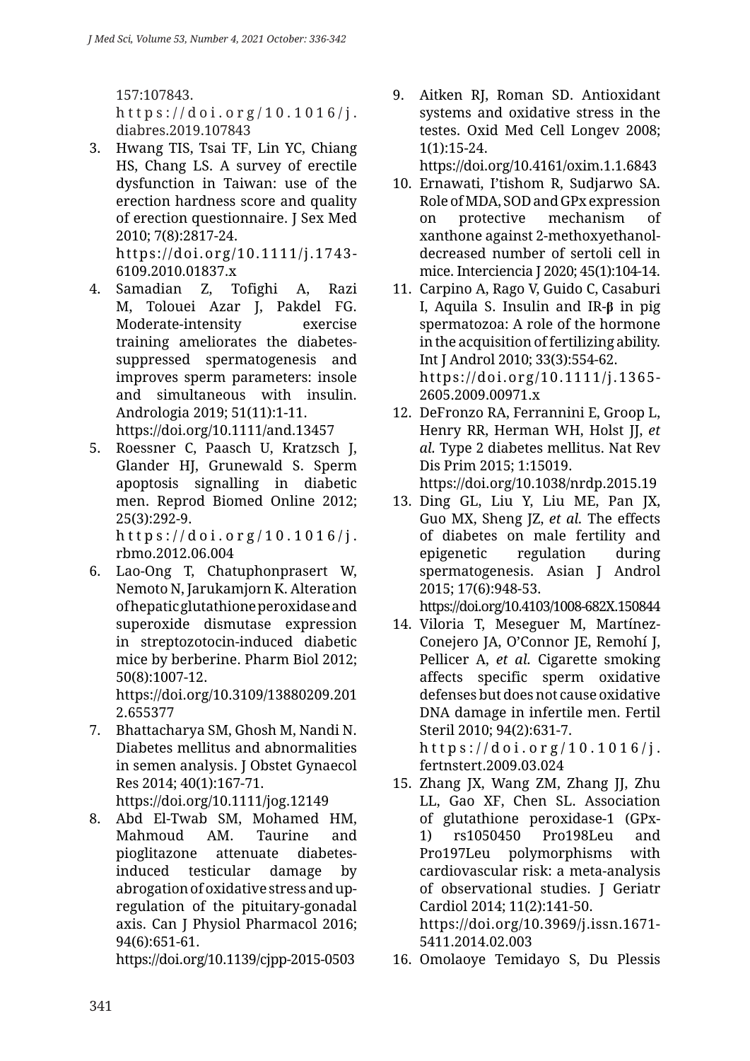157:107843.
https://doi.org/10.1016/j.diabres.2019.107843

3. Hwang TIS, Tsai TF, Lin YC, Chiang HS, Chang LS. A survey of erectile dysfunction in Taiwan: use of the erection hardness score and quality of erection questionnaire. J Sex Med 2010; 7(8):2817-24.
https://doi.org/10.1111/j.1743-6109.2010.01837.x
4. Samadian Z, Tofighi A, Razi M, Tolouei Azar J, Pakdel FG. Moderate-intensity exercise training ameliorates the diabetes-suppressed spermatogenesis and improves sperm parameters: insole and simultaneous with insulin. Andrologia 2019; 51(11):1-11.
https://doi.org/10.1111/and.13457
5. Roessner C, Paasch U, Kratzsch J, Glander HJ, Grunewald S. Sperm apoptosis signalling in diabetic men. Reprod Biomed Online 2012; 25(3):292-9.
https://doi.org/10.1016/j.rbmo.2012.06.004
6. Lao-Ong T, Chatuphonprasert W, Nemoto N, Jarukamjorn K. Alteration of hepatic glutathione peroxidase and superoxide dismutase expression in streptozotocin-induced diabetic mice by berberine. Pharm Biol 2012; 50(8):1007-12.
https://doi.org/10.3109/13880209.2012.655377
7. Bhattacharya SM, Ghosh M, Nandi N. Diabetes mellitus and abnormalities in semen analysis. J Obstet Gynaecol Res 2014; 40(1):167-71.
https://doi.org/10.1111/jog.12149
8. Abd El-Twab SM, Mohamed HM, Mahmoud AM. Taurine and pioglitazone attenuate diabetes-induced testicular damage by abrogation of oxidative stress and up-regulation of the pituitary-gonadal axis. Can J Physiol Pharmacol 2016; 94(6):651-61.
https://doi.org/10.1139/cjpp-2015-0503
9. Aitken RJ, Roman SD. Antioxidant systems and oxidative stress in the testes. Oxid Med Cell Longev 2008; 1(1):15-24.
https://doi.org/10.4161/oxim.1.1.6843
10. Ernawati, I'tishom R, Sudjarwo SA. Role of MDA, SOD and GPx expression on protective mechanism of xanthone against 2-methoxyethanol-decreased number of sertoli cell in mice. Interciencia J 2020; 45(1):104-14.
11. Carpino A, Rago V, Guido C, Casaburi I, Aquila S. Insulin and IR-**β** in pig spermatozoa: A role of the hormone in the acquisition of fertilizing ability. Int J Androl 2010; 33(3):554-62.
https://doi.org/10.1111/j.1365-2605.2009.00971.x
12. DeFronzo RA, Ferrannini E, Groop L, Henry RR, Herman WH, Holst JJ, *et al.* Type 2 diabetes mellitus. Nat Rev Dis Prim 2015; 1:15019.
https://doi.org/10.1038/nrdp.2015.19
13. Ding GL, Liu Y, Liu ME, Pan JX, Guo MX, Sheng JZ, *et al.* The effects of diabetes on male fertility and epigenetic regulation during spermatogenesis. Asian J Androl 2015; 17(6):948-53.
https://doi.org/10.4103/1008-682X.150844
14. Viloria T, Meseguer M, Martínez-Conejero JA, O'Connor JE, Remohí J, Pellicer A, *et al.* Cigarette smoking affects specific sperm oxidative defenses but does not cause oxidative DNA damage in infertile men. Fertil Steril 2010; 94(2):631-7.
https://doi.org/10.1016/j.fertnstert.2009.03.024
15. Zhang JX, Wang ZM, Zhang JJ, Zhu LL, Gao XF, Chen SL. Association of glutathione peroxidase-1 (GPx-1) rs1050450 Pro198Leu and Pro197Leu polymorphisms with cardiovascular risk: a meta-analysis of observational studies. J Geriatr Cardiol 2014; 11(2):141-50.
https://doi.org/10.3969/j.issn.1671-5411.2014.02.003
16. Omolaoye Temidayo S, Du Plessis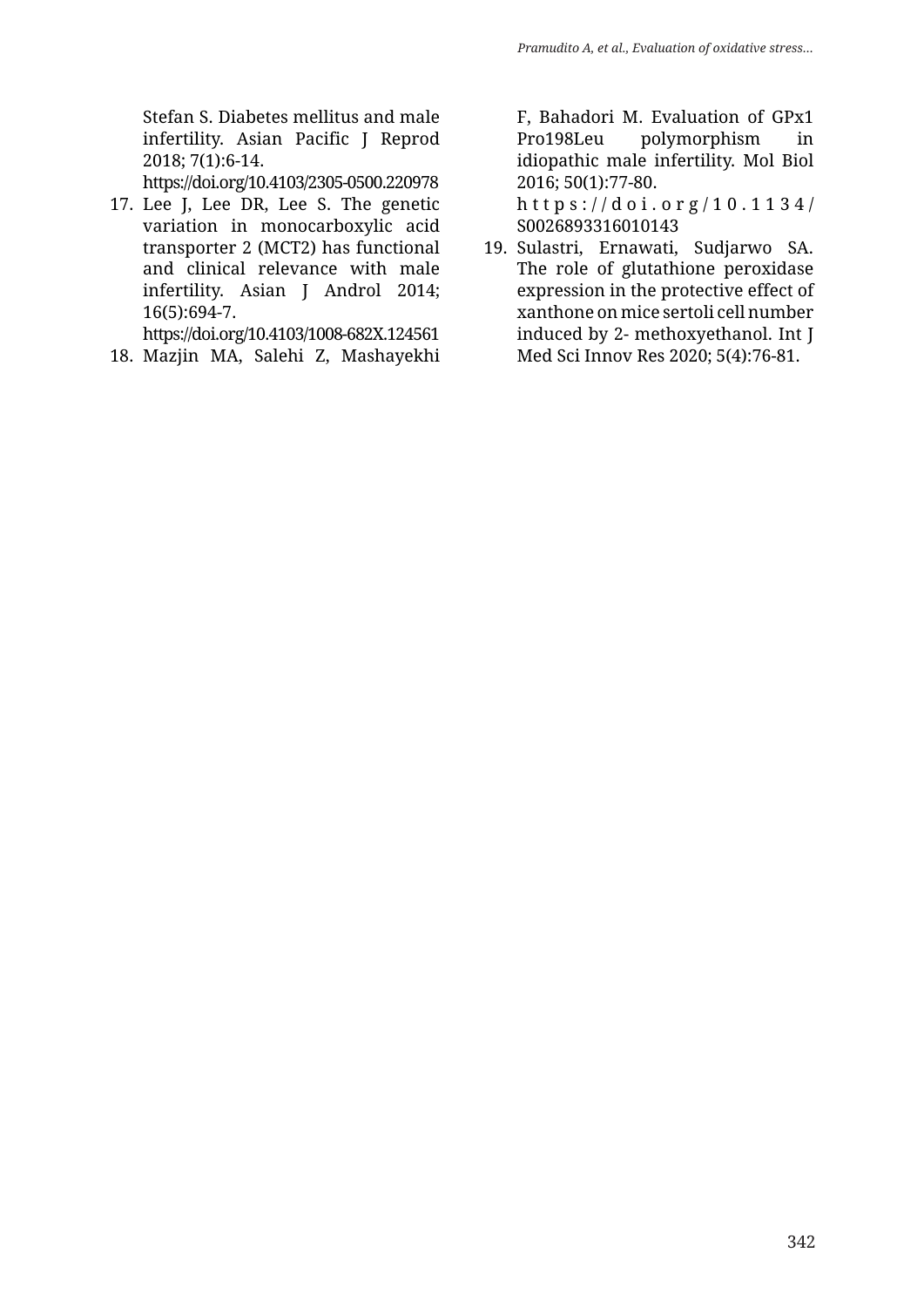Stefan S. Diabetes mellitus and male infertility. Asian Pacific J Reprod 2018; 7(1):6-14. https://doi.org/10.4103/2305-0500.220978

17. Lee J, Lee DR, Lee S. The genetic variation in monocarboxylic acid transporter 2 (MCT2) has functional and clinical relevance with male infertility. Asian J Androl 2014; 16(5):694-7. https://doi.org/10.4103/1008-682X.124561
18. Mazjin MA, Salehi Z, Mashayekhi F, Bahadori M. Evaluation of GPx1 Pro198Leu polymorphism in idiopathic male infertility. Mol Biol 2016; 50(1):77-80. https://doi.org/10.1134/S0026893316010143
19. Sulastri, Ernawati, Sudjarwo SA. The role of glutathione peroxidase expression in the protective effect of xanthone on mice sertoli cell number induced by 2- methoxyethanol. Int J Med Sci Innov Res 2020; 5(4):76-81.